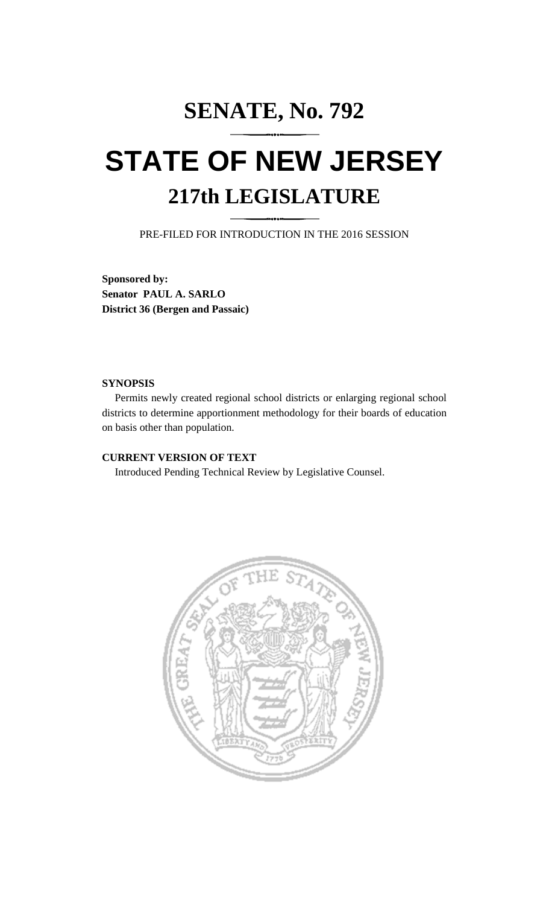# SENATE, No. 792

# STATE OF NEW JERSEY

## 217th LEGISLATURE

PRE-FILED FOR INTRODUCTION IN THE 2016 SESSION

**Sponsored by:**
**Senator PAUL A. SARLO**
**District 36 (Bergen and Passaic)**

**SYNOPSIS**

Permits newly created regional school districts or enlarging regional school districts to determine apportionment methodology for their boards of education on basis other than population.

**CURRENT VERSION OF TEXT**

Introduced Pending Technical Review by Legislative Counsel.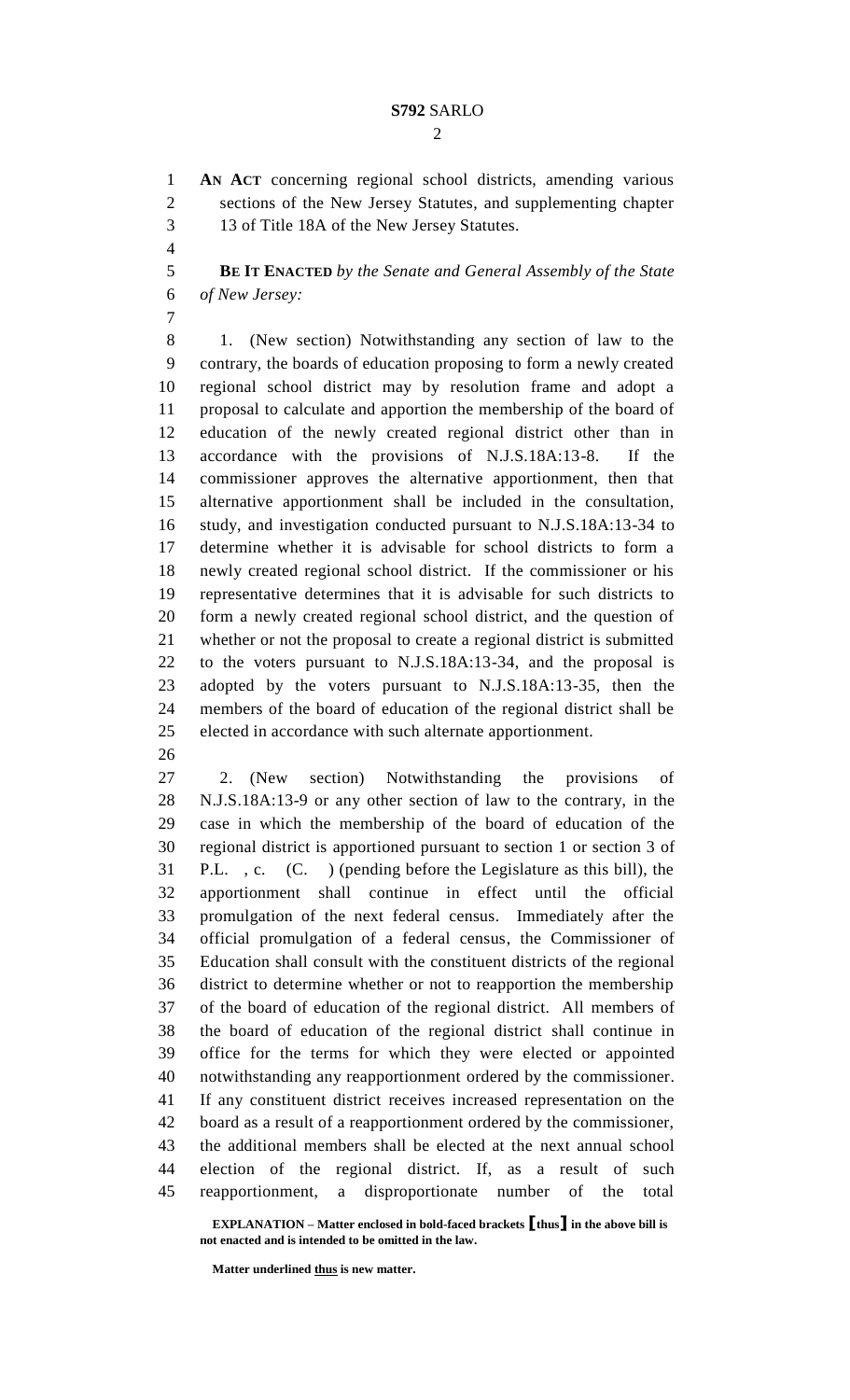**AN ACT** concerning regional school districts, amending various sections of the New Jersey Statutes, and supplementing chapter 13 of Title 18A of the New Jersey Statutes.

**BE IT ENACTED** *by the Senate and General Assembly of the State of New Jersey:*

1. (New section) Notwithstanding any section of law to the contrary, the boards of education proposing to form a newly created regional school district may by resolution frame and adopt a proposal to calculate and apportion the membership of the board of education of the newly created regional district other than in accordance with the provisions of N.J.S.18A:13-8. If the commissioner approves the alternative apportionment, then that alternative apportionment shall be included in the consultation, study, and investigation conducted pursuant to N.J.S.18A:13-34 to determine whether it is advisable for school districts to form a newly created regional school district. If the commissioner or his representative determines that it is advisable for such districts to form a newly created regional school district, and the question of whether or not the proposal to create a regional district is submitted to the voters pursuant to N.J.S.18A:13-34, and the proposal is adopted by the voters pursuant to N.J.S.18A:13-35, then the members of the board of education of the regional district shall be elected in accordance with such alternate apportionment.

2. (New section) Notwithstanding the provisions of N.J.S.18A:13-9 or any other section of law to the contrary, in the case in which the membership of the board of education of the regional district is apportioned pursuant to section 1 or section 3 of P.L. , c. (C. ) (pending before the Legislature as this bill), the apportionment shall continue in effect until the official promulgation of the next federal census. Immediately after the official promulgation of a federal census, the Commissioner of Education shall consult with the constituent districts of the regional district to determine whether or not to reapportion the membership of the board of education of the regional district. All members of the board of education of the regional district shall continue in office for the terms for which they were elected or appointed notwithstanding any reapportionment ordered by the commissioner. If any constituent district receives increased representation on the board as a result of a reapportionment ordered by the commissioner, the additional members shall be elected at the next annual school election of the regional district. If, as a result of such reapportionment, a disproportionate number of the total

**EXPLANATION – Matter enclosed in bold-faced brackets [thus] in the above bill is not enacted and is intended to be omitted in the law.**

**Matter underlined thus is new matter.**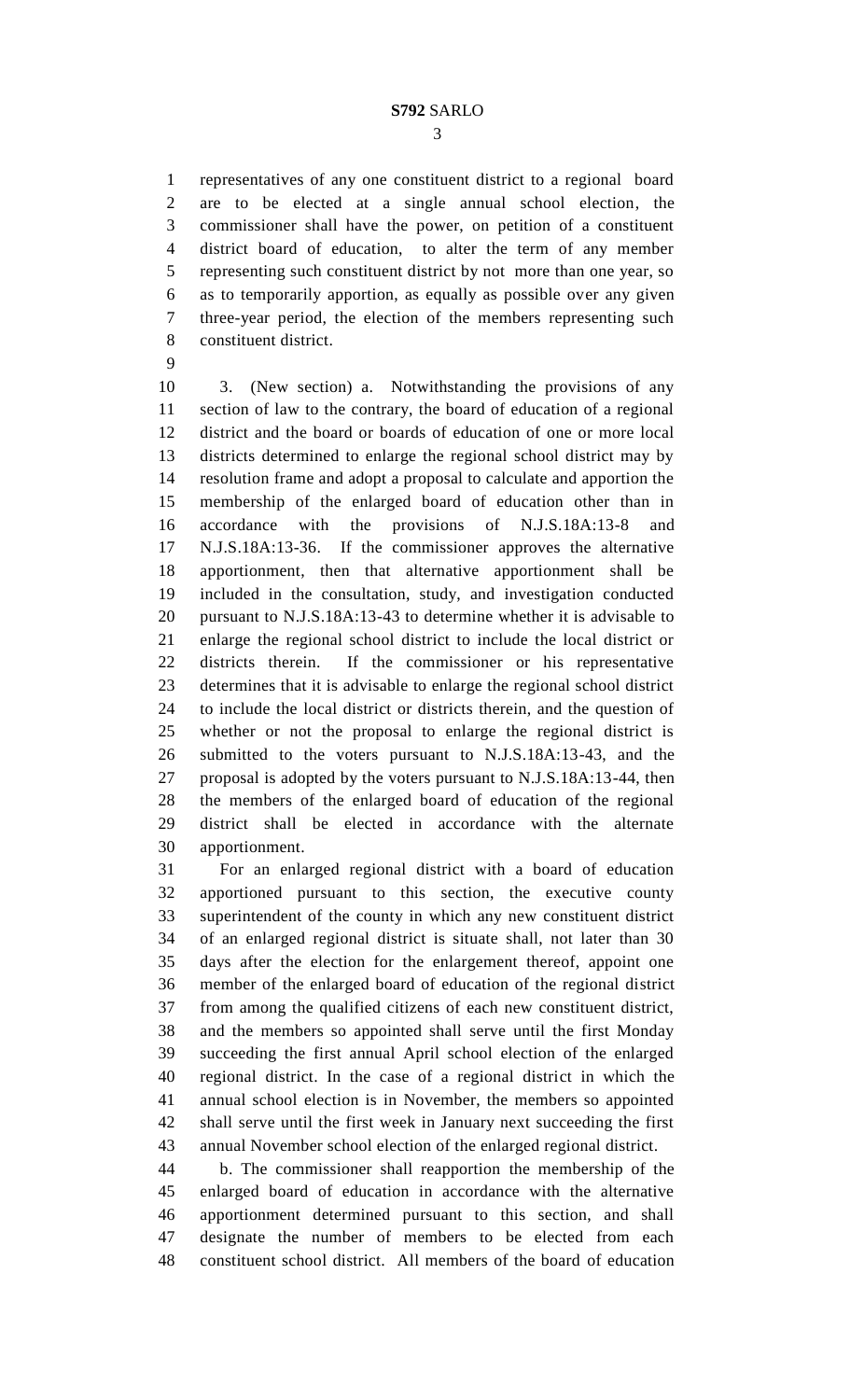representatives of any one constituent district to a regional board are to be elected at a single annual school election, the commissioner shall have the power, on petition of a constituent district board of education, to alter the term of any member representing such constituent district by not more than one year, so as to temporarily apportion, as equally as possible over any given three-year period, the election of the members representing such constituent district.

3. (New section) a. Notwithstanding the provisions of any section of law to the contrary, the board of education of a regional district and the board or boards of education of one or more local districts determined to enlarge the regional school district may by resolution frame and adopt a proposal to calculate and apportion the membership of the enlarged board of education other than in accordance with the provisions of N.J.S.18A:13-8 and N.J.S.18A:13-36. If the commissioner approves the alternative apportionment, then that alternative apportionment shall be included in the consultation, study, and investigation conducted pursuant to N.J.S.18A:13-43 to determine whether it is advisable to enlarge the regional school district to include the local district or districts therein. If the commissioner or his representative determines that it is advisable to enlarge the regional school district to include the local district or districts therein, and the question of whether or not the proposal to enlarge the regional district is submitted to the voters pursuant to N.J.S.18A:13-43, and the proposal is adopted by the voters pursuant to N.J.S.18A:13-44, then the members of the enlarged board of education of the regional district shall be elected in accordance with the alternate apportionment.

For an enlarged regional district with a board of education apportioned pursuant to this section, the executive county superintendent of the county in which any new constituent district of an enlarged regional district is situate shall, not later than 30 days after the election for the enlargement thereof, appoint one member of the enlarged board of education of the regional district from among the qualified citizens of each new constituent district, and the members so appointed shall serve until the first Monday succeeding the first annual April school election of the enlarged regional district. In the case of a regional district in which the annual school election is in November, the members so appointed shall serve until the first week in January next succeeding the first annual November school election of the enlarged regional district.

b. The commissioner shall reapportion the membership of the enlarged board of education in accordance with the alternative apportionment determined pursuant to this section, and shall designate the number of members to be elected from each constituent school district. All members of the board of education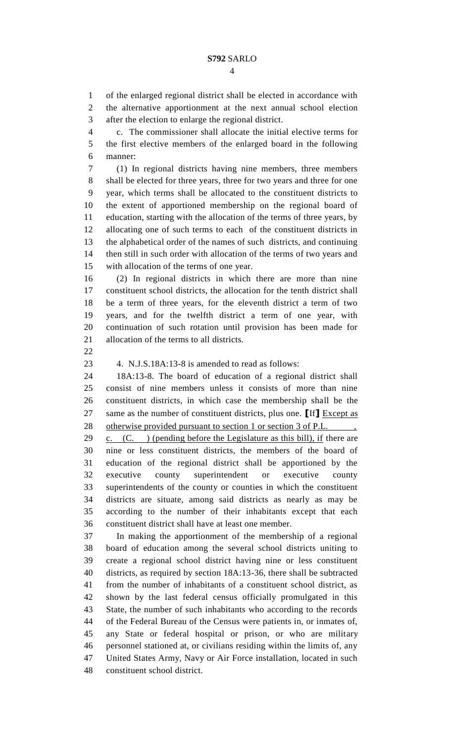of the enlarged regional district shall be elected in accordance with the alternative apportionment at the next annual school election after the election to enlarge the regional district.

c. The commissioner shall allocate the initial elective terms for the first elective members of the enlarged board in the following manner:

(1) In regional districts having nine members, three members shall be elected for three years, three for two years and three for one year, which terms shall be allocated to the constituent districts to the extent of apportioned membership on the regional board of education, starting with the allocation of the terms of three years, by allocating one of such terms to each of the constituent districts in the alphabetical order of the names of such districts, and continuing then still in such order with allocation of the terms of two years and with allocation of the terms of one year.

(2) In regional districts in which there are more than nine constituent school districts, the allocation for the tenth district shall be a term of three years, for the eleventh district a term of two years, and for the twelfth district a term of one year, with continuation of such rotation until provision has been made for allocation of the terms to all districts.

4. N.J.S.18A:13-8 is amended to read as follows:

18A:13-8. The board of education of a regional district shall consist of nine members unless it consists of more than nine constituent districts, in which case the membership shall be the same as the number of constituent districts, plus one. ⟦If⟧ <u>Except as otherwise provided pursuant to section 1 or section 3 of P.L. , c. (C. ) (pending before the Legislature as this bill), if</u> there are nine or less constituent districts, the members of the board of education of the regional district shall be apportioned by the executive county superintendent or executive county superintendents of the county or counties in which the constituent districts are situate, among said districts as nearly as may be according to the number of their inhabitants except that each constituent district shall have at least one member.

In making the apportionment of the membership of a regional board of education among the several school districts uniting to create a regional school district having nine or less constituent districts, as required by section 18A:13-36, there shall be subtracted from the number of inhabitants of a constituent school district, as shown by the last federal census officially promulgated in this State, the number of such inhabitants who according to the records of the Federal Bureau of the Census were patients in, or inmates of, any State or federal hospital or prison, or who are military personnel stationed at, or civilians residing within the limits of, any United States Army, Navy or Air Force installation, located in such constituent school district.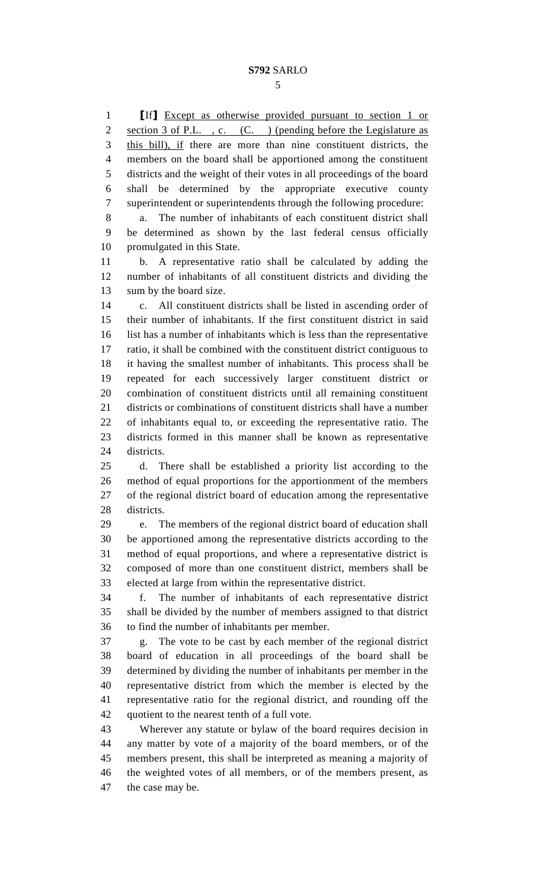【If】 Except as otherwise provided pursuant to section 1 or section 3 of P.L. , c. (C. ) (pending before the Legislature as this bill), if there are more than nine constituent districts, the members on the board shall be apportioned among the constituent districts and the weight of their votes in all proceedings of the board shall be determined by the appropriate executive county superintendent or superintendents through the following procedure:

a. The number of inhabitants of each constituent district shall be determined as shown by the last federal census officially promulgated in this State.

b. A representative ratio shall be calculated by adding the number of inhabitants of all constituent districts and dividing the sum by the board size.

c. All constituent districts shall be listed in ascending order of their number of inhabitants. If the first constituent district in said list has a number of inhabitants which is less than the representative ratio, it shall be combined with the constituent district contiguous to it having the smallest number of inhabitants. This process shall be repeated for each successively larger constituent district or combination of constituent districts until all remaining constituent districts or combinations of constituent districts shall have a number of inhabitants equal to, or exceeding the representative ratio. The districts formed in this manner shall be known as representative districts.

d. There shall be established a priority list according to the method of equal proportions for the apportionment of the members of the regional district board of education among the representative districts.

e. The members of the regional district board of education shall be apportioned among the representative districts according to the method of equal proportions, and where a representative district is composed of more than one constituent district, members shall be elected at large from within the representative district.

f. The number of inhabitants of each representative district shall be divided by the number of members assigned to that district to find the number of inhabitants per member.

g. The vote to be cast by each member of the regional district board of education in all proceedings of the board shall be determined by dividing the number of inhabitants per member in the representative district from which the member is elected by the representative ratio for the regional district, and rounding off the quotient to the nearest tenth of a full vote.

Wherever any statute or bylaw of the board requires decision in any matter by vote of a majority of the board members, or of the members present, this shall be interpreted as meaning a majority of the weighted votes of all members, or of the members present, as the case may be.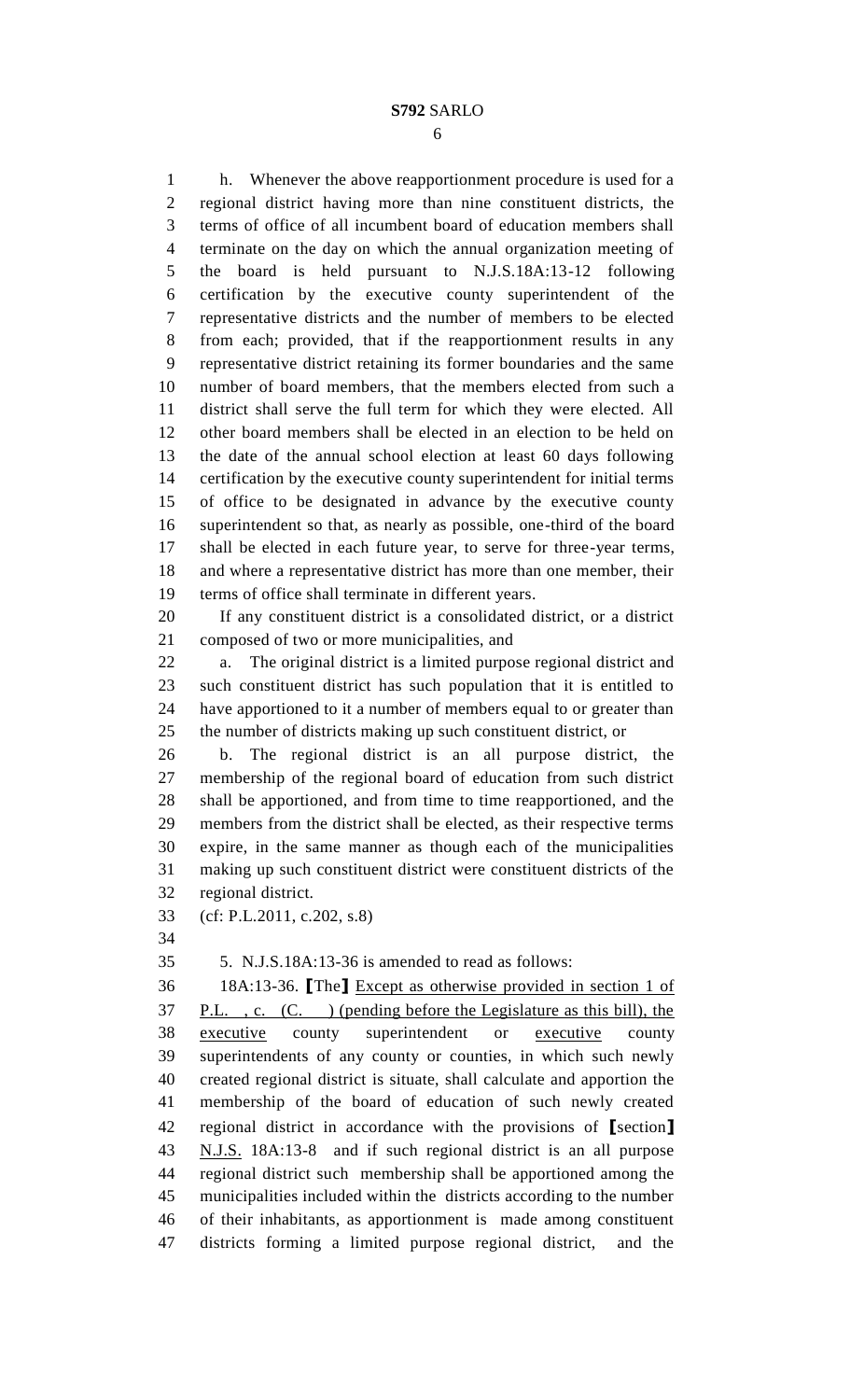h. Whenever the above reapportionment procedure is used for a regional district having more than nine constituent districts, the terms of office of all incumbent board of education members shall terminate on the day on which the annual organization meeting of the board is held pursuant to N.J.S.18A:13-12 following certification by the executive county superintendent of the representative districts and the number of members to be elected from each; provided, that if the reapportionment results in any representative district retaining its former boundaries and the same number of board members, that the members elected from such a district shall serve the full term for which they were elected. All other board members shall be elected in an election to be held on the date of the annual school election at least 60 days following certification by the executive county superintendent for initial terms of office to be designated in advance by the executive county superintendent so that, as nearly as possible, one-third of the board shall be elected in each future year, to serve for three-year terms, and where a representative district has more than one member, their terms of office shall terminate in different years.

If any constituent district is a consolidated district, or a district composed of two or more municipalities, and

a. The original district is a limited purpose regional district and such constituent district has such population that it is entitled to have apportioned to it a number of members equal to or greater than the number of districts making up such constituent district, or

b. The regional district is an all purpose district, the membership of the regional board of education from such district shall be apportioned, and from time to time reapportioned, and the members from the district shall be elected, as their respective terms expire, in the same manner as though each of the municipalities making up such constituent district were constituent districts of the regional district.

(cf: P.L.2011, c.202, s.8)

5. N.J.S.18A:13-36 is amended to read as follows:

18A:13-36. [The] Except as otherwise provided in section 1 of P.L. , c. (C. ) (pending before the Legislature as this bill), the executive county superintendent or executive county superintendents of any county or counties, in which such newly created regional district is situate, shall calculate and apportion the membership of the board of education of such newly created regional district in accordance with the provisions of [section] N.J.S. 18A:13-8 and if such regional district is an all purpose regional district such membership shall be apportioned among the municipalities included within the districts according to the number of their inhabitants, as apportionment is made among constituent districts forming a limited purpose regional district, and the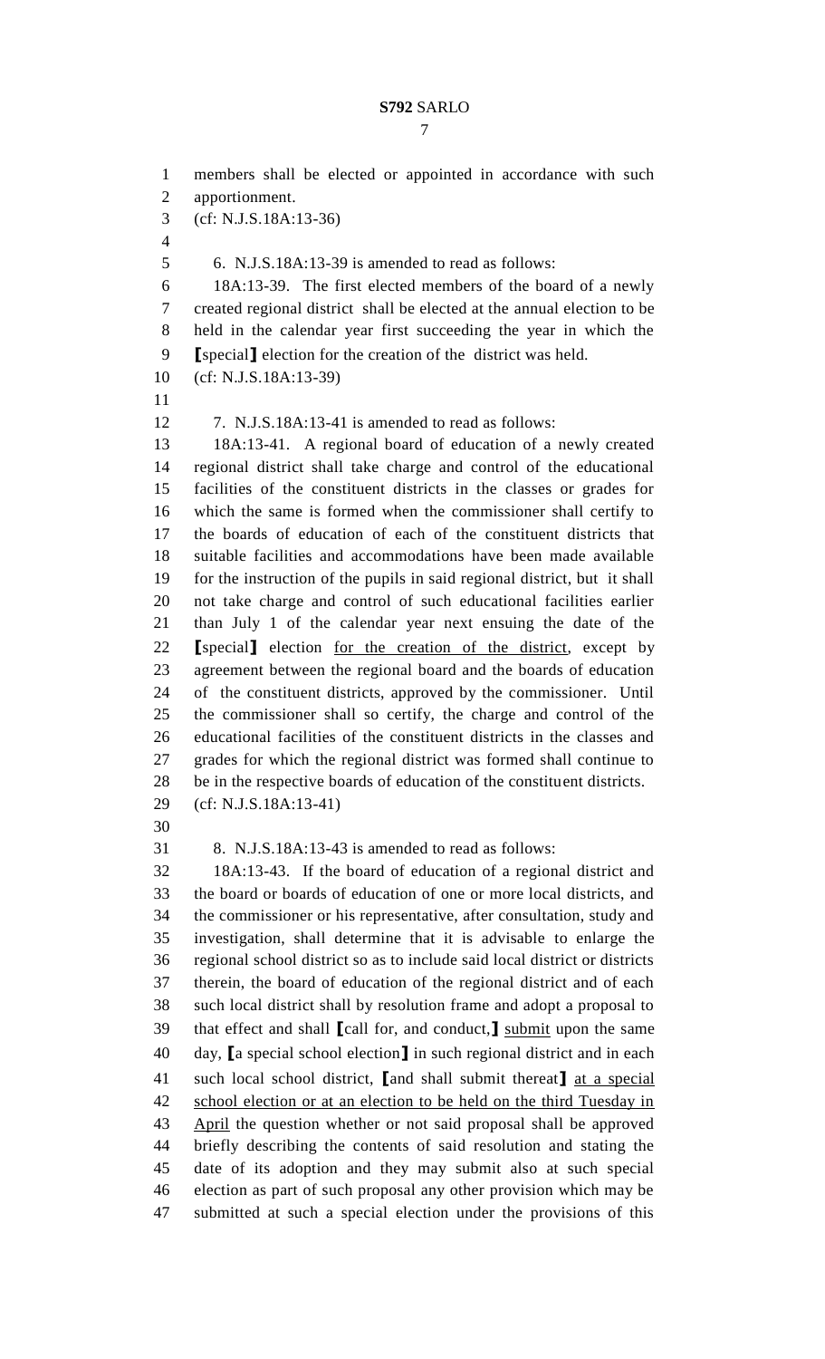members shall be elected or appointed in accordance with such apportionment.

(cf: N.J.S.18A:13-36)

6. N.J.S.18A:13-39 is amended to read as follows:

18A:13-39. The first elected members of the board of a newly created regional district shall be elected at the annual election to be held in the calendar year first succeeding the year in which the [special] election for the creation of the district was held.

(cf: N.J.S.18A:13-39)

7. N.J.S.18A:13-41 is amended to read as follows:

18A:13-41. A regional board of education of a newly created regional district shall take charge and control of the educational facilities of the constituent districts in the classes or grades for which the same is formed when the commissioner shall certify to the boards of education of each of the constituent districts that suitable facilities and accommodations have been made available for the instruction of the pupils in said regional district, but it shall not take charge and control of such educational facilities earlier than July 1 of the calendar year next ensuing the date of the [special] election <u>for the creation of the district</u>, except by agreement between the regional board and the boards of education of the constituent districts, approved by the commissioner. Until the commissioner shall so certify, the charge and control of the educational facilities of the constituent districts in the classes and grades for which the regional district was formed shall continue to be in the respective boards of education of the constituent districts.

(cf: N.J.S.18A:13-41)

8. N.J.S.18A:13-43 is amended to read as follows:

18A:13-43. If the board of education of a regional district and the board or boards of education of one or more local districts, and the commissioner or his representative, after consultation, study and investigation, shall determine that it is advisable to enlarge the regional school district so as to include said local district or districts therein, the board of education of the regional district and of each such local district shall by resolution frame and adopt a proposal to that effect and shall [call for, and conduct,] <u>submit</u> upon the same day, [a special school election] in such regional district and in each such local school district, [and shall submit thereat] <u>at a special school election or at an election to be held on the third Tuesday in April</u> the question whether or not said proposal shall be approved briefly describing the contents of said resolution and stating the date of its adoption and they may submit also at such special election as part of such proposal any other provision which may be submitted at such a special election under the provisions of this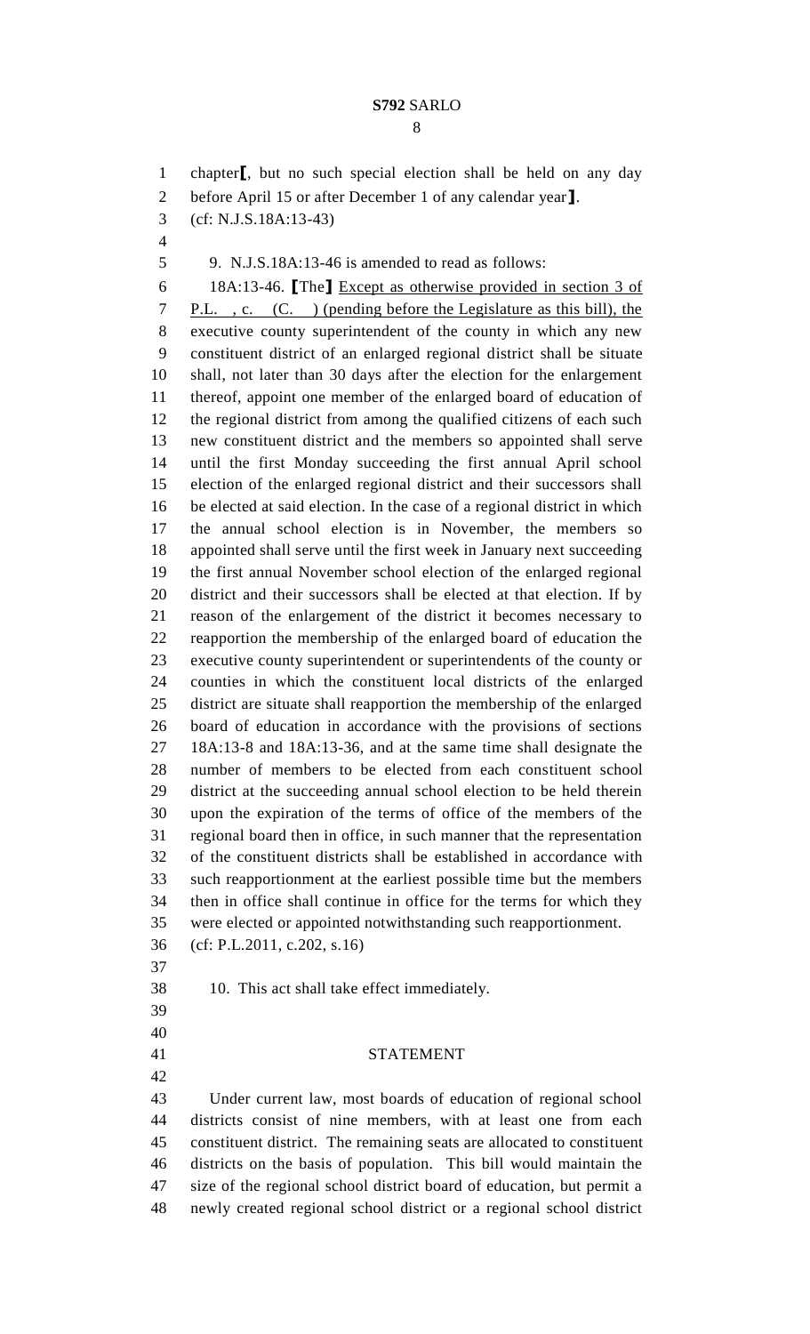chapter[, but no such special election shall be held on any day before April 15 or after December 1 of any calendar year].

(cf: N.J.S.18A:13-43)

9. N.J.S.18A:13-46 is amended to read as follows:

18A:13-46. [The] Except as otherwise provided in section 3 of P.L. , c. (C. ) (pending before the Legislature as this bill), the executive county superintendent of the county in which any new constituent district of an enlarged regional district shall be situate shall, not later than 30 days after the election for the enlargement thereof, appoint one member of the enlarged board of education of the regional district from among the qualified citizens of each such new constituent district and the members so appointed shall serve until the first Monday succeeding the first annual April school election of the enlarged regional district and their successors shall be elected at said election. In the case of a regional district in which the annual school election is in November, the members so appointed shall serve until the first week in January next succeeding the first annual November school election of the enlarged regional district and their successors shall be elected at that election. If by reason of the enlargement of the district it becomes necessary to reapportion the membership of the enlarged board of education the executive county superintendent or superintendents of the county or counties in which the constituent local districts of the enlarged district are situate shall reapportion the membership of the enlarged board of education in accordance with the provisions of sections 18A:13-8 and 18A:13-36, and at the same time shall designate the number of members to be elected from each constituent school district at the succeeding annual school election to be held therein upon the expiration of the terms of office of the members of the regional board then in office, in such manner that the representation of the constituent districts shall be established in accordance with such reapportionment at the earliest possible time but the members then in office shall continue in office for the terms for which they were elected or appointed notwithstanding such reapportionment.

(cf: P.L.2011, c.202, s.16)

10. This act shall take effect immediately.

## STATEMENT

Under current law, most boards of education of regional school districts consist of nine members, with at least one from each constituent district. The remaining seats are allocated to constituent districts on the basis of population. This bill would maintain the size of the regional school district board of education, but permit a newly created regional school district or a regional school district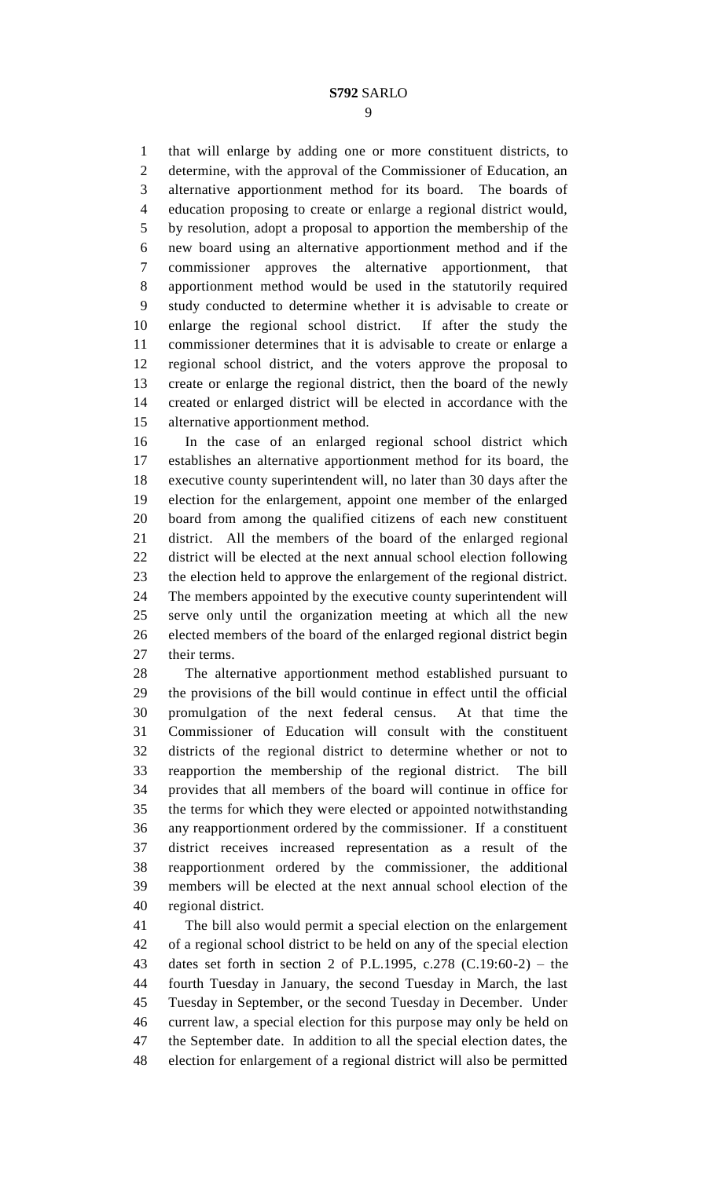that will enlarge by adding one or more constituent districts, to determine, with the approval of the Commissioner of Education, an alternative apportionment method for its board. The boards of education proposing to create or enlarge a regional district would, by resolution, adopt a proposal to apportion the membership of the new board using an alternative apportionment method and if the commissioner approves the alternative apportionment, that apportionment method would be used in the statutorily required study conducted to determine whether it is advisable to create or enlarge the regional school district. If after the study the commissioner determines that it is advisable to create or enlarge a regional school district, and the voters approve the proposal to create or enlarge the regional district, then the board of the newly created or enlarged district will be elected in accordance with the alternative apportionment method.

In the case of an enlarged regional school district which establishes an alternative apportionment method for its board, the executive county superintendent will, no later than 30 days after the election for the enlargement, appoint one member of the enlarged board from among the qualified citizens of each new constituent district. All the members of the board of the enlarged regional district will be elected at the next annual school election following the election held to approve the enlargement of the regional district. The members appointed by the executive county superintendent will serve only until the organization meeting at which all the new elected members of the board of the enlarged regional district begin their terms.

The alternative apportionment method established pursuant to the provisions of the bill would continue in effect until the official promulgation of the next federal census. At that time the Commissioner of Education will consult with the constituent districts of the regional district to determine whether or not to reapportion the membership of the regional district. The bill provides that all members of the board will continue in office for the terms for which they were elected or appointed notwithstanding any reapportionment ordered by the commissioner. If a constituent district receives increased representation as a result of the reapportionment ordered by the commissioner, the additional members will be elected at the next annual school election of the regional district.

The bill also would permit a special election on the enlargement of a regional school district to be held on any of the special election dates set forth in section 2 of P.L.1995, c.278 (C.19:60-2) – the fourth Tuesday in January, the second Tuesday in March, the last Tuesday in September, or the second Tuesday in December. Under current law, a special election for this purpose may only be held on the September date. In addition to all the special election dates, the election for enlargement of a regional district will also be permitted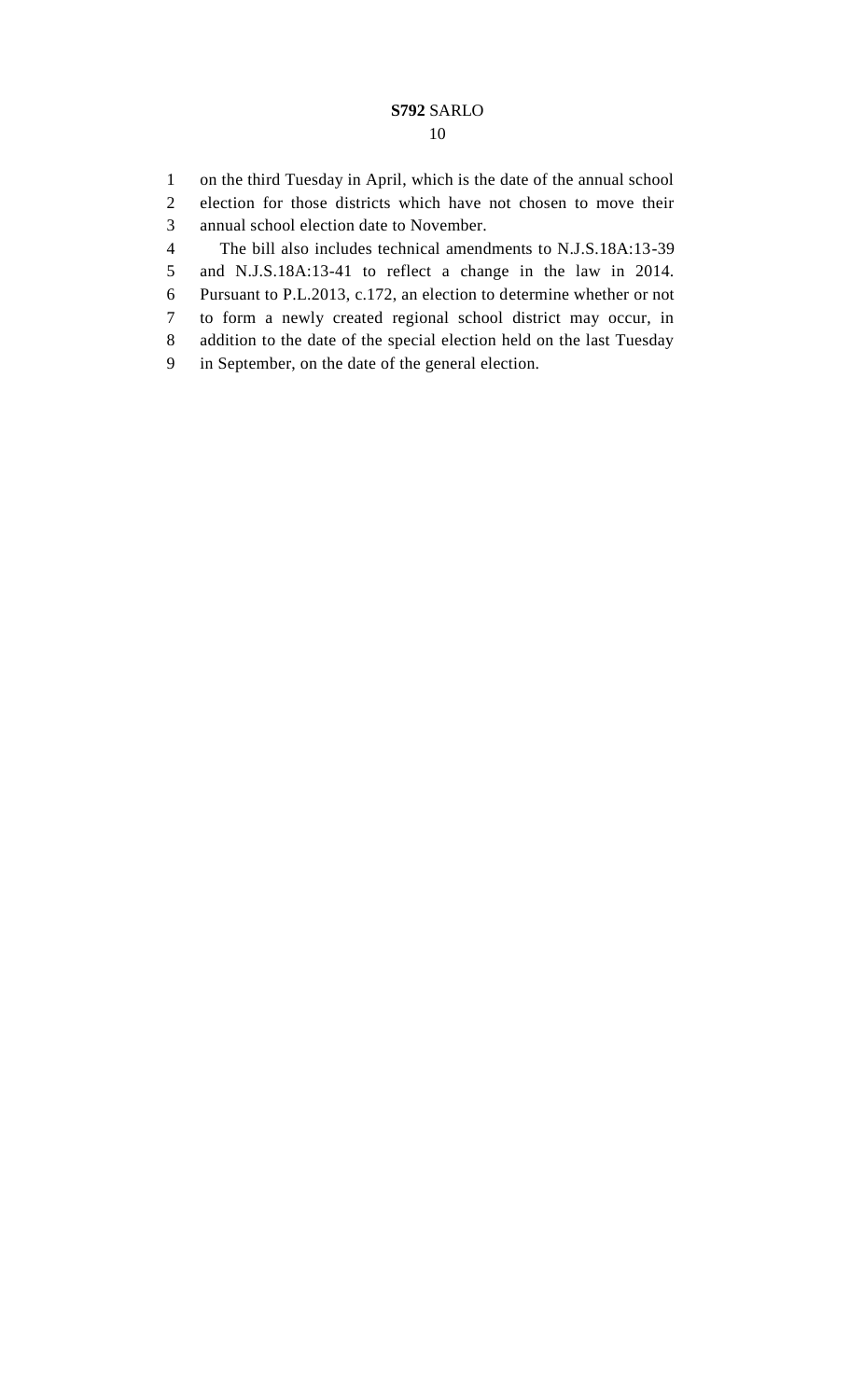on the third Tuesday in April, which is the date of the annual school election for those districts which have not chosen to move their annual school election date to November.

The bill also includes technical amendments to N.J.S.18A:13-39 and N.J.S.18A:13-41 to reflect a change in the law in 2014. Pursuant to P.L.2013, c.172, an election to determine whether or not to form a newly created regional school district may occur, in addition to the date of the special election held on the last Tuesday in September, on the date of the general election.